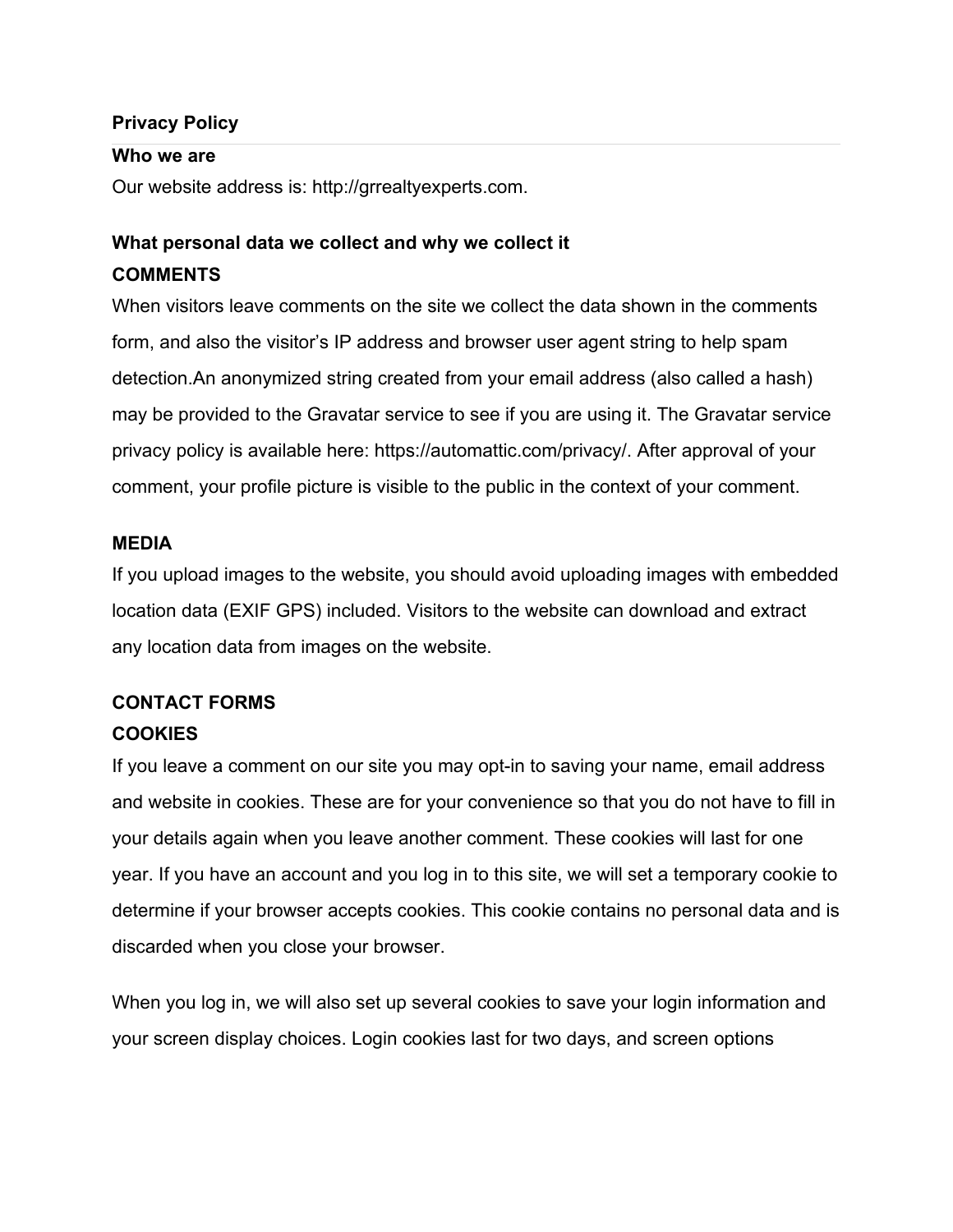# Privacy Policy

## Who we are

Our website address is: http://grrealtyexperts.com.

## What personal data we collect and why we collect it

### COMMENTS

When visitors leave comments on the site we collect the data shown in the comments form, and also the visitor's IP address and browser user agent string to help spam detection.An anonymized string created from your email address (also called a hash) may be provided to the Gravatar service to see if you are using it. The Gravatar service privacy policy is available here: https://automattic.com/privacy/. After approval of your comment, your profile picture is visible to the public in the context of your comment.

### MEDIA

If you upload images to the website, you should avoid uploading images with embedded location data (EXIF GPS) included. Visitors to the website can download and extract any location data from images on the website.

### CONTACT FORMS

### COOKIES

If you leave a comment on our site you may opt-in to saving your name, email address and website in cookies. These are for your convenience so that you do not have to fill in your details again when you leave another comment. These cookies will last for one year. If you have an account and you log in to this site, we will set a temporary cookie to determine if your browser accepts cookies. This cookie contains no personal data and is discarded when you close your browser.

When you log in, we will also set up several cookies to save your login information and your screen display choices. Login cookies last for two days, and screen options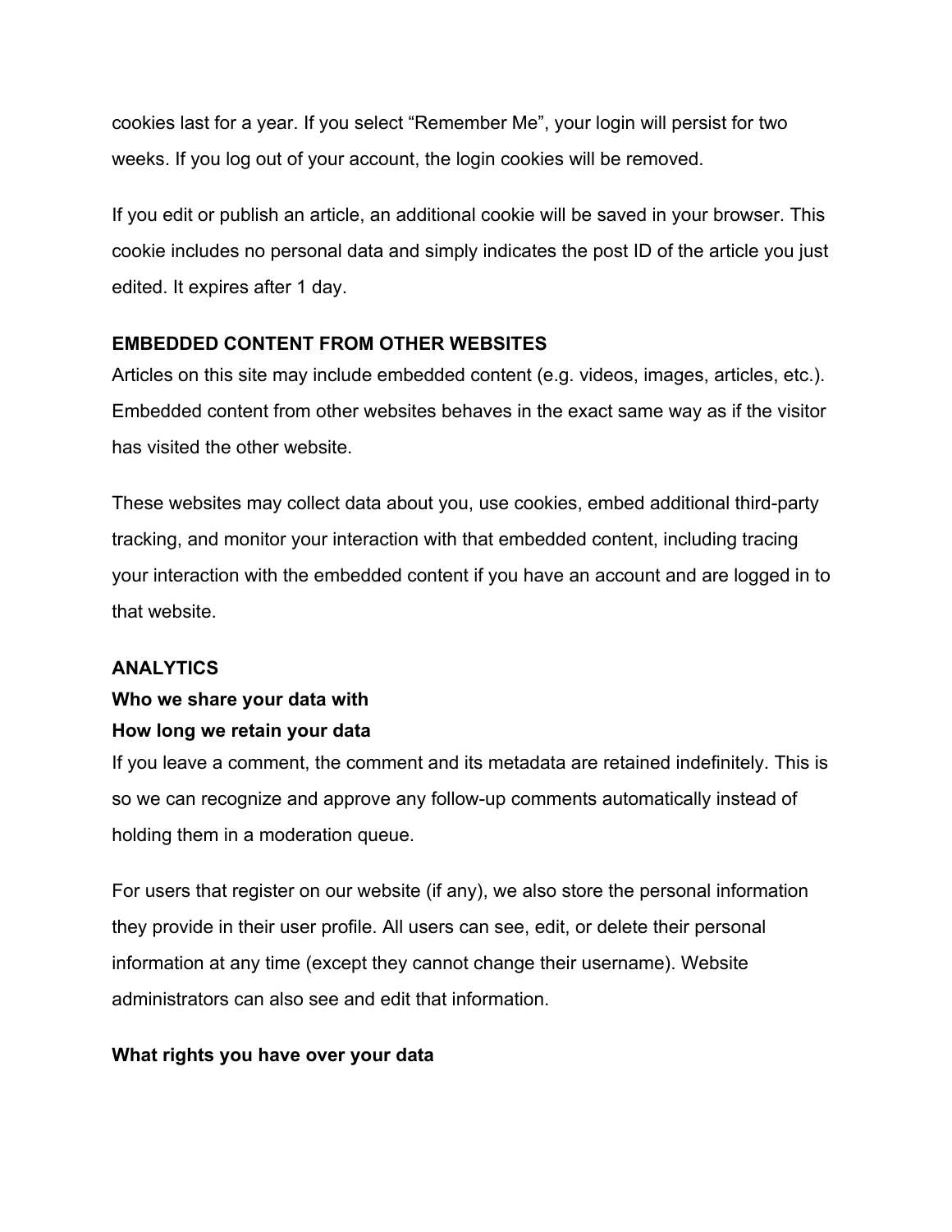cookies last for a year. If you select "Remember Me", your login will persist for two weeks. If you log out of your account, the login cookies will be removed.

If you edit or publish an article, an additional cookie will be saved in your browser. This cookie includes no personal data and simply indicates the post ID of the article you just edited. It expires after 1 day.

**EMBEDDED CONTENT FROM OTHER WEBSITES**

Articles on this site may include embedded content (e.g. videos, images, articles, etc.). Embedded content from other websites behaves in the exact same way as if the visitor has visited the other website.

These websites may collect data about you, use cookies, embed additional third-party tracking, and monitor your interaction with that embedded content, including tracing your interaction with the embedded content if you have an account and are logged in to that website.

**ANALYTICS**

**Who we share your data with**

**How long we retain your data**

If you leave a comment, the comment and its metadata are retained indefinitely. This is so we can recognize and approve any follow-up comments automatically instead of holding them in a moderation queue.

For users that register on our website (if any), we also store the personal information they provide in their user profile. All users can see, edit, or delete their personal information at any time (except they cannot change their username). Website administrators can also see and edit that information.

**What rights you have over your data**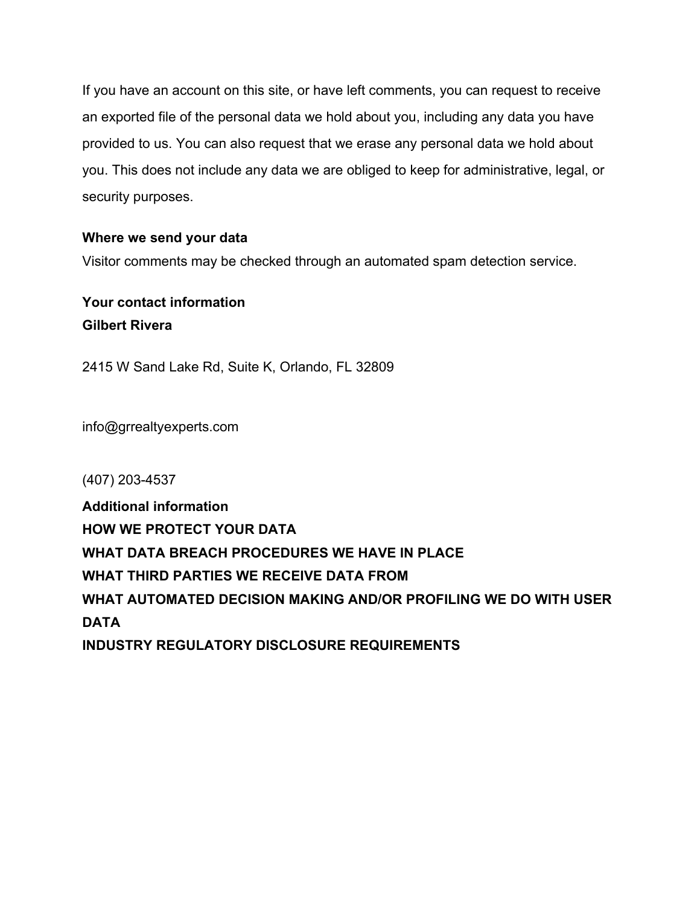If you have an account on this site, or have left comments, you can request to receive an exported file of the personal data we hold about you, including any data you have provided to us. You can also request that we erase any personal data we hold about you. This does not include any data we are obliged to keep for administrative, legal, or security purposes.

**Where we send your data**

Visitor comments may be checked through an automated spam detection service.

**Your contact information**

**Gilbert Rivera**

2415 W Sand Lake Rd, Suite K, Orlando, FL 32809

info@grrealtyexperts.com

(407) 203-4537

**Additional information**

**HOW WE PROTECT YOUR DATA**

**WHAT DATA BREACH PROCEDURES WE HAVE IN PLACE**

**WHAT THIRD PARTIES WE RECEIVE DATA FROM**

**WHAT AUTOMATED DECISION MAKING AND/OR PROFILING WE DO WITH USER DATA**

**INDUSTRY REGULATORY DISCLOSURE REQUIREMENTS**